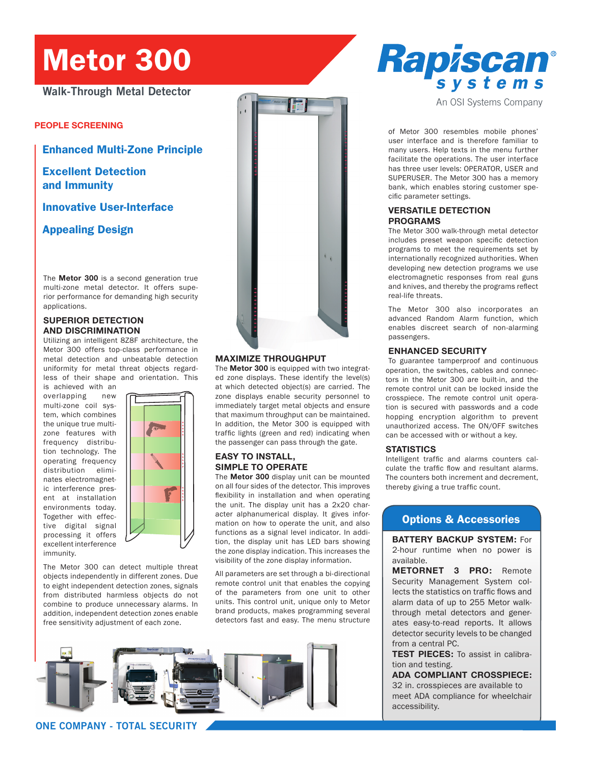# Metor 300

Walk-Through Metal Detector

Rapiscan systems
An OSI Systems Company

**PEOPLE SCREENING**

## Enhanced Multi-Zone Principle

## Excellent Detection and Immunity

## Innovative User-Interface

## Appealing Design

The **Metor 300** is a second generation true multi-zone metal detector. It offers superior performance for demanding high security applications.

### SUPERIOR DETECTION AND DISCRIMINATION

Utilizing an intelligent 8Z8F architecture, the Metor 300 offers top-class performance in metal detection and unbeatable detection uniformity for metal threat objects regardless of their shape and orientation. This is achieved with an overlapping new multi-zone coil system, which combines the unique true multi-zone features with frequency distribution technology. The operating frequency distribution eliminates electromagnetic interference present at installation environments today. Together with effective digital signal processing it offers excellent interference immunity.

The Metor 300 can detect multiple threat objects independently in different zones. Due to eight independent detection zones, signals from distributed harmless objects do not combine to produce unnecessary alarms. In addition, independent detection zones enable free sensitivity adjustment of each zone.

### MAXIMIZE THROUGHPUT

The **Metor 300** is equipped with two integrated zone displays. These identify the level(s) at which detected object(s) are carried. The zone displays enable security personnel to immediately target metal objects and ensure that maximum throughput can be maintained. In addition, the Metor 300 is equipped with traffic lights (green and red) indicating when the passenger can pass through the gate.

### EASY TO INSTALL, SIMPLE TO OPERATE

The **Metor 300** display unit can be mounted on all four sides of the detector. This improves flexibility in installation and when operating the unit. The display unit has a 2x20 character alphanumerical display. It gives information on how to operate the unit, and also functions as a signal level indicator. In addition, the display unit has LED bars showing the zone display indication. This increases the visibility of the zone display information.

All parameters are set through a bi-directional remote control unit that enables the copying of the parameters from one unit to other units. This control unit, unique only to Metor brand products, makes programming several detectors fast and easy. The menu structure of Metor 300 resembles mobile phones' user interface and is therefore familiar to many users. Help texts in the menu further facilitate the operations. The user interface has three user levels: OPERATOR, USER and SUPERUSER. The Metor 300 has a memory bank, which enables storing customer specific parameter settings.

### VERSATILE DETECTION PROGRAMS

The Metor 300 walk-through metal detector includes preset weapon specific detection programs to meet the requirements set by internationally recognized authorities. When developing new detection programs we use electromagnetic responses from real guns and knives, and thereby the programs reflect real-life threats.

The Metor 300 also incorporates an advanced Random Alarm function, which enables discreet search of non-alarming passengers.

### ENHANCED SECURITY

To guarantee tamperproof and continuous operation, the switches, cables and connectors in the Metor 300 are built-in, and the remote control unit can be locked inside the crosspiece. The remote control unit operation is secured with passwords and a code hopping encryption algorithm to prevent unauthorized access. The ON/OFF switches can be accessed with or without a key.

### STATISTICS

Intelligent traffic and alarms counters calculate the traffic flow and resultant alarms. The counters both increment and decrement, thereby giving a true traffic count.

## Options & Accessories

**BATTERY BACKUP SYSTEM:** For 2-hour runtime when no power is available.

**METORNET 3 PRO:** Remote Security Management System collects the statistics on traffic flows and alarm data of up to 255 Metor walk-through metal detectors and generates easy-to-read reports. It allows detector security levels to be changed from a central PC.

**TEST PIECES:** To assist in calibration and testing.

**ADA COMPLIANT CROSSPIECE:** 32 in. crosspieces are available to meet ADA compliance for wheelchair accessibility.

ONE COMPANY - TOTAL SECURITY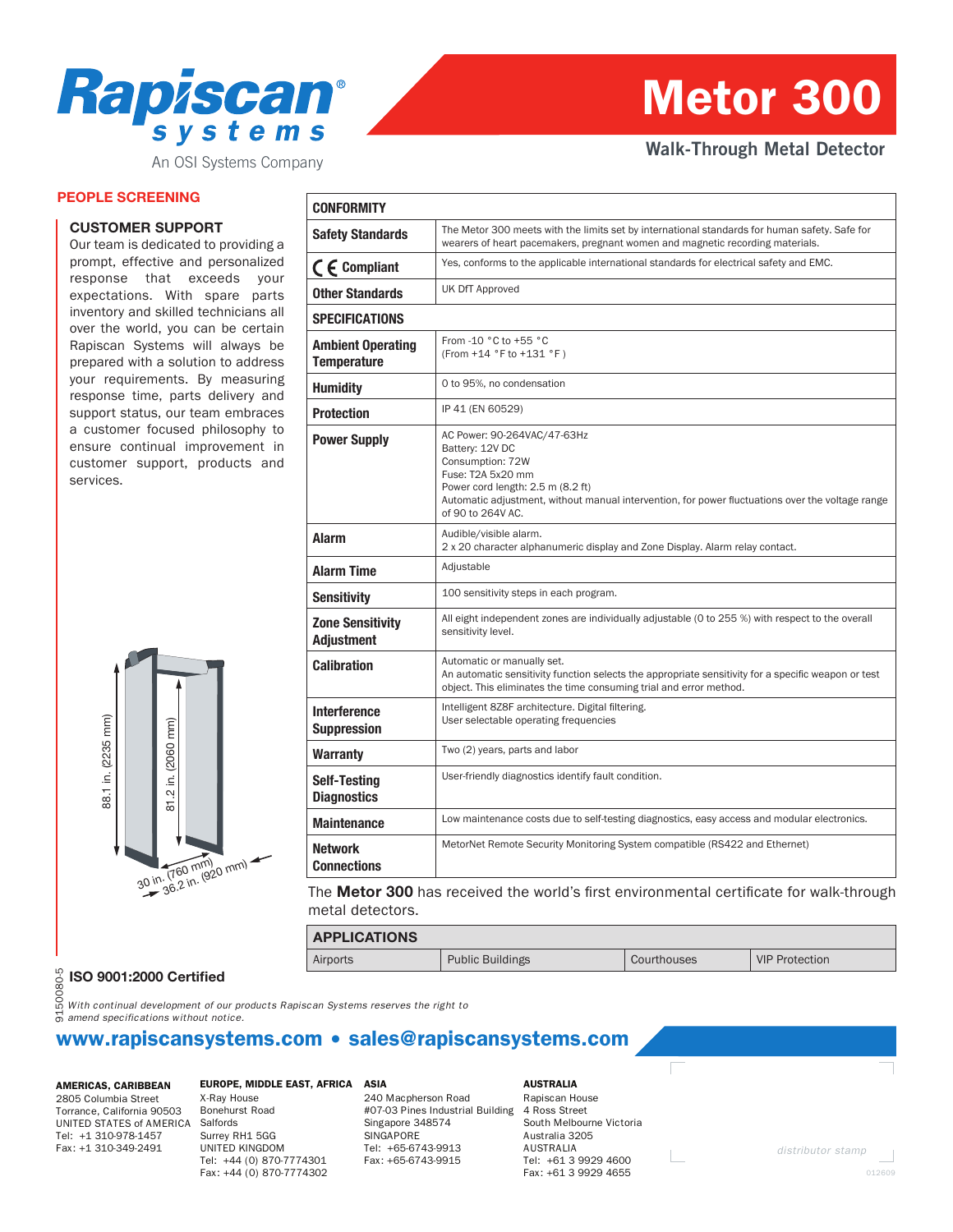# Rapiscan systems

An OSI Systems Company

# Metor 300

## Walk-Through Metal Detector

**PEOPLE SCREENING**

### CUSTOMER SUPPORT

Our team is dedicated to providing a prompt, effective and personalized response that exceeds your expectations. With spare parts inventory and skilled technicians all over the world, you can be certain Rapiscan Systems will always be prepared with a solution to address your requirements. By measuring response time, parts delivery and support status, our team embraces a customer focused philosophy to ensure continual improvement in customer support, products and services.

88.1 in. (2235 mm)
81.2 in. (2060 mm)
30 in. (760 mm)
36.2 in. (920 mm)

| | |
|---|---|
| **CONFORMITY** | |
| **Safety Standards** | The Metor 300 meets with the limits set by international standards for human safety. Safe for wearers of heart pacemakers, pregnant women and magnetic recording materials. |
| **CE Compliant** | Yes, conforms to the applicable international standards for electrical safety and EMC. |
| **Other Standards** | UK DfT Approved |
| **SPECIFICATIONS** | |
| **Ambient Operating Temperature** | From -10 °C to +55 °C (From +14 °F to +131 °F ) |
| **Humidity** | 0 to 95%, no condensation |
| **Protection** | IP 41 (EN 60529) |
| **Power Supply** | AC Power: 90-264VAC/47-63Hz<br>Battery: 12V DC<br>Consumption: 72W<br>Fuse: T2A 5x20 mm<br>Power cord length: 2.5 m (8.2 ft)<br>Automatic adjustment, without manual intervention, for power fluctuations over the voltage range of 90 to 264V AC. |
| **Alarm** | Audible/visible alarm.<br>2 x 20 character alphanumeric display and Zone Display. Alarm relay contact. |
| **Alarm Time** | Adjustable |
| **Sensitivity** | 100 sensitivity steps in each program. |
| **Zone Sensitivity Adjustment** | All eight independent zones are individually adjustable (0 to 255 %) with respect to the overall sensitivity level. |
| **Calibration** | Automatic or manually set.<br>An automatic sensitivity function selects the appropriate sensitivity for a specific weapon or test object. This eliminates the time consuming trial and error method. |
| **Interference Suppression** | Intelligent 8Z8F architecture. Digital filtering.<br>User selectable operating frequencies |
| **Warranty** | Two (2) years, parts and labor |
| **Self-Testing Diagnostics** | User-friendly diagnostics identify fault condition. |
| **Maintenance** | Low maintenance costs due to self-testing diagnostics, easy access and modular electronics. |
| **Network Connections** | MetorNet Remote Security Monitoring System compatible (RS422 and Ethernet) |

The **Metor 300** has received the world's first environmental certificate for walk-through metal detectors.

| **APPLICATIONS** | | | |
|---|---|---|---|
| Airports | Public Buildings | Courthouses | VIP Protection |

**ISO 9001:2000 Certified**

9150080-5

*With continual development of our products Rapiscan Systems reserves the right to amend specifications without notice.*

**www.rapiscansystems.com • sales@rapiscansystems.com**

**AMERICAS, CARIBBEAN**
2805 Columbia Street
Torrance, California 90503
UNITED STATES of AMERICA
Tel: +1 310-978-1457
Fax: +1 310-349-2491

**EUROPE, MIDDLE EAST, AFRICA**
X-Ray House
Bonehurst Road
Salfords
Surrey RH1 5GG
UNITED KINGDOM
Tel: +44 (0) 870-7774301
Fax: +44 (0) 870-7774302

**ASIA**
240 Macpherson Road
#07-03 Pines Industrial Building
Singapore 348574
SINGAPORE
Tel: +65-6743-9913
Fax: +65-6743-9915

**AUSTRALIA**
Rapiscan House
4 Ross Street
South Melbourne Victoria
Australia 3205
AUSTRALIA
Tel: +61 3 9929 4600
Fax: +61 3 9929 4655

*distributor stamp*

012609